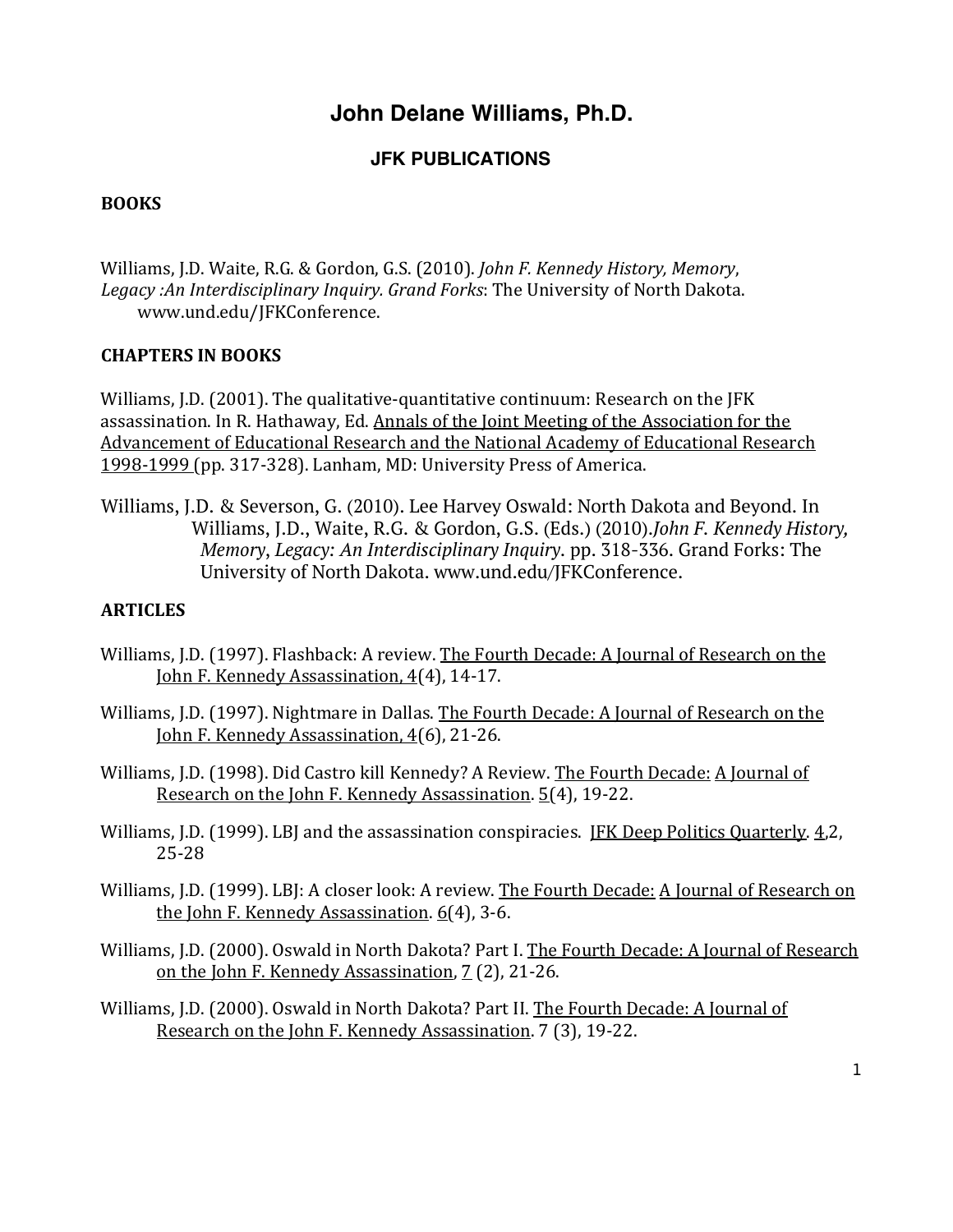# John Delane Williams, Ph.D.

## JFK PUBLICATIONS

### BOOKS

Williams, J.D. Waite, R.G. & Gordon, G.S. (2010). *John F. Kennedy History, Memory, Legacy :An Interdisciplinary Inquiry. Grand Forks*: The University of North Dakota. www.und.edu/JFKConference.

### CHAPTERS IN BOOKS

Williams, J.D. (2001). The qualitative-quantitative continuum: Research on the JFK assassination. In R. Hathaway, Ed. Annals of the Joint Meeting of the Association for the Advancement of Educational Research and the National Academy of Educational Research 1998-1999 (pp. 317-328). Lanham, MD: University Press of America.

Williams, J.D. & Severson, G. (2010). Lee Harvey Oswald: North Dakota and Beyond. In Williams, J.D., Waite, R.G. & Gordon, G.S. (Eds.) (2010).*John F. Kennedy History, Memory*, *Legacy: An Interdisciplinary Inquiry*. pp. 318-336. Grand Forks: The University of North Dakota. www.und.edu/JFKConference.

### ARTICLES

Williams, J.D. (1997). Flashback: A review. The Fourth Decade: A Journal of Research on the John F. Kennedy Assassination, 4(4), 14-17.

Williams, J.D. (1997). Nightmare in Dallas. The Fourth Decade: A Journal of Research on the John F. Kennedy Assassination, 4(6), 21-26.

Williams, J.D. (1998). Did Castro kill Kennedy? A Review. The Fourth Decade: A Journal of Research on the John F. Kennedy Assassination. 5(4), 19-22.

Williams, J.D. (1999). LBJ and the assassination conspiracies. JFK Deep Politics Quarterly. 4,2, 25-28

Williams, J.D. (1999). LBJ: A closer look: A review. The Fourth Decade: A Journal of Research on the John F. Kennedy Assassination. 6(4), 3-6.

Williams, J.D. (2000). Oswald in North Dakota? Part I. The Fourth Decade: A Journal of Research on the John F. Kennedy Assassination, 7 (2), 21-26.

Williams, J.D. (2000). Oswald in North Dakota? Part II. The Fourth Decade: A Journal of Research on the John F. Kennedy Assassination. 7 (3), 19-22.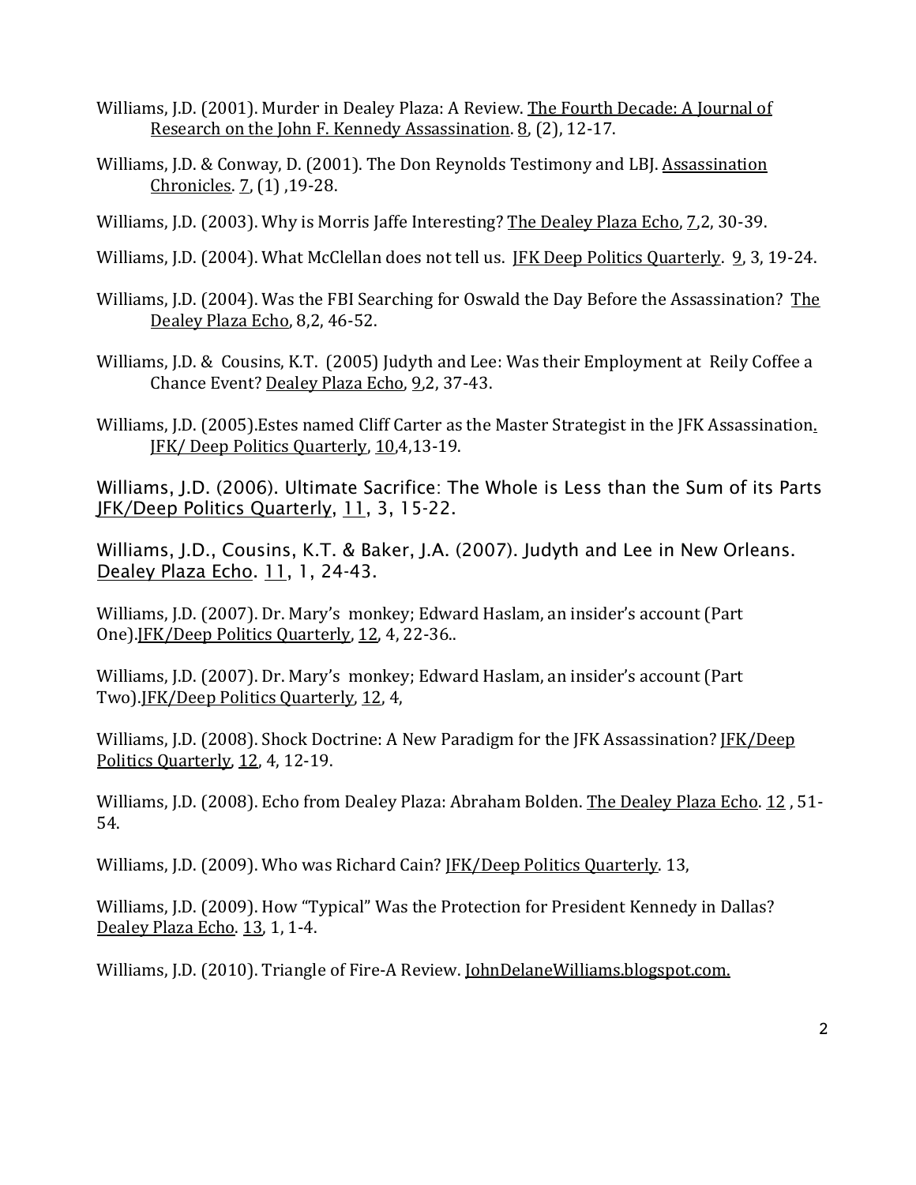Williams, J.D. (2001). Murder in Dealey Plaza: A Review. The Fourth Decade: A Journal of Research on the John F. Kennedy Assassination. 8, (2), 12-17.

Williams, J.D. & Conway, D. (2001). The Don Reynolds Testimony and LBJ. Assassination Chronicles. 7, (1) ,19-28.

Williams, J.D. (2003). Why is Morris Jaffe Interesting? The Dealey Plaza Echo, 7,2, 30-39.

Williams, J.D. (2004). What McClellan does not tell us. JFK Deep Politics Quarterly. 9, 3, 19-24.

Williams, J.D. (2004). Was the FBI Searching for Oswald the Day Before the Assassination? The Dealey Plaza Echo, 8,2, 46-52.

Williams, J.D. & Cousins, K.T. (2005) Judyth and Lee: Was their Employment at Reily Coffee a Chance Event? Dealey Plaza Echo, 9,2, 37-43.

Williams, J.D. (2005).Estes named Cliff Carter as the Master Strategist in the JFK Assassination. JFK/ Deep Politics Quarterly, 10,4,13-19.

Williams, J.D. (2006). Ultimate Sacrifice: The Whole is Less than the Sum of its Parts JFK/Deep Politics Quarterly, 11, 3, 15-22.

Williams, J.D., Cousins, K.T. & Baker, J.A. (2007). Judyth and Lee in New Orleans. Dealey Plaza Echo. 11, 1, 24-43.

Williams, J.D. (2007). Dr. Mary's monkey; Edward Haslam, an insider's account (Part One).JFK/Deep Politics Quarterly, 12, 4, 22-36..

Williams, J.D. (2007). Dr. Mary's monkey; Edward Haslam, an insider's account (Part Two).JFK/Deep Politics Quarterly, 12, 4,

Williams, J.D. (2008). Shock Doctrine: A New Paradigm for the JFK Assassination? JFK/Deep Politics Quarterly, 12, 4, 12-19.

Williams, J.D. (2008). Echo from Dealey Plaza: Abraham Bolden. The Dealey Plaza Echo. 12 , 51-54.

Williams, J.D. (2009). Who was Richard Cain? JFK/Deep Politics Quarterly. 13,

Williams, J.D. (2009). How "Typical" Was the Protection for President Kennedy in Dallas? Dealey Plaza Echo. 13, 1, 1-4.

Williams, J.D. (2010). Triangle of Fire-A Review. JohnDelaneWilliams.blogspot.com.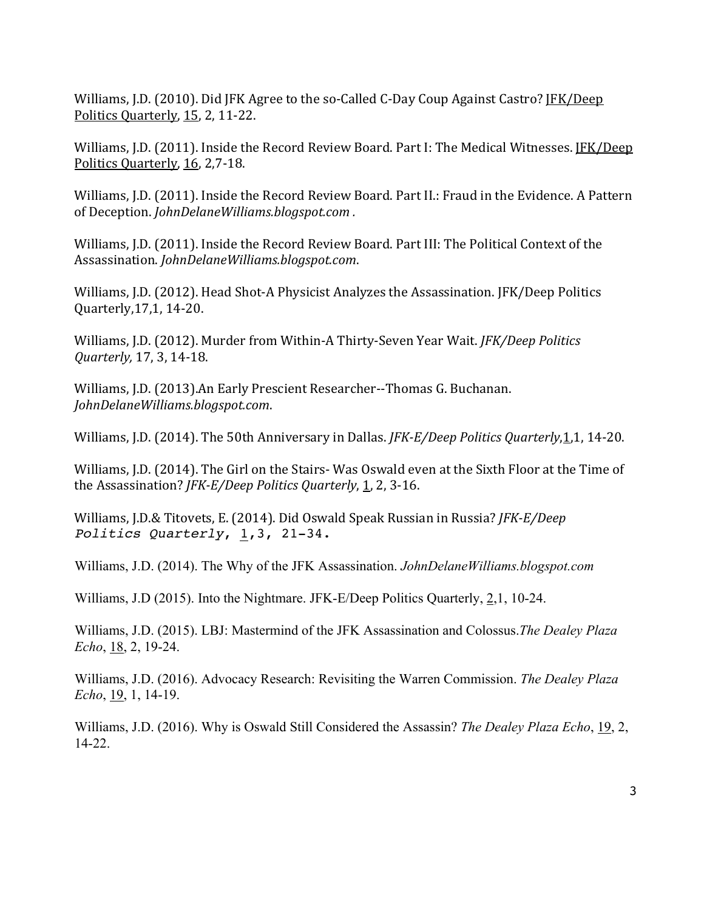Williams, J.D. (2010). Did JFK Agree to the so-Called C-Day Coup Against Castro? <u>JFK/Deep Politics Quarterly</u>, <u>15</u>, 2, 11-22.

Williams, J.D. (2011). Inside the Record Review Board. Part I: The Medical Witnesses. <u>JFK/Deep Politics Quarterly</u>, <u>16</u>, 2,7-18.

Williams, J.D. (2011). Inside the Record Review Board. Part II.: Fraud in the Evidence. A Pattern of Deception. *JohnDelaneWilliams.blogspot.com .*

Williams, J.D. (2011). Inside the Record Review Board. Part III: The Political Context of the Assassination. *JohnDelaneWilliams.blogspot.com*.

Williams, J.D. (2012). Head Shot-A Physicist Analyzes the Assassination. JFK/Deep Politics Quarterly,17,1, 14-20.

Williams, J.D. (2012). Murder from Within-A Thirty-Seven Year Wait. *JFK/Deep Politics Quarterly,* 17, 3, 14-18.

Williams, J.D. (2013).An Early Prescient Researcher--Thomas G. Buchanan. *JohnDelaneWilliams.blogspot.com*.

Williams, J.D. (2014). The 50th Anniversary in Dallas. *JFK-E/Deep Politics Quarterly*,<u>1</u>,1, 14-20.

Williams, J.D. (2014). The Girl on the Stairs- Was Oswald even at the Sixth Floor at the Time of the Assassination? *JFK-E/Deep Politics Quarterly*, <u>1</u>, 2, 3-16.

Williams, J.D.& Titovets, E. (2014). Did Oswald Speak Russian in Russia? *JFK-E/Deep Politics Quarterly*, <u>1</u>,3, 21-34.

Williams, J.D. (2014). The Why of the JFK Assassination. *JohnDelaneWilliams.blogspot.com*

Williams, J.D (2015). Into the Nightmare. JFK-E/Deep Politics Quarterly, <u>2</u>,1, 10-24.

Williams, J.D. (2015). LBJ: Mastermind of the JFK Assassination and Colossus.*The Dealey Plaza Echo*, <u>18</u>, 2, 19-24.

Williams, J.D. (2016). Advocacy Research: Revisiting the Warren Commission. *The Dealey Plaza Echo*, <u>19</u>, 1, 14-19.

Williams, J.D. (2016). Why is Oswald Still Considered the Assassin? *The Dealey Plaza Echo*, <u>19</u>, 2, 14-22.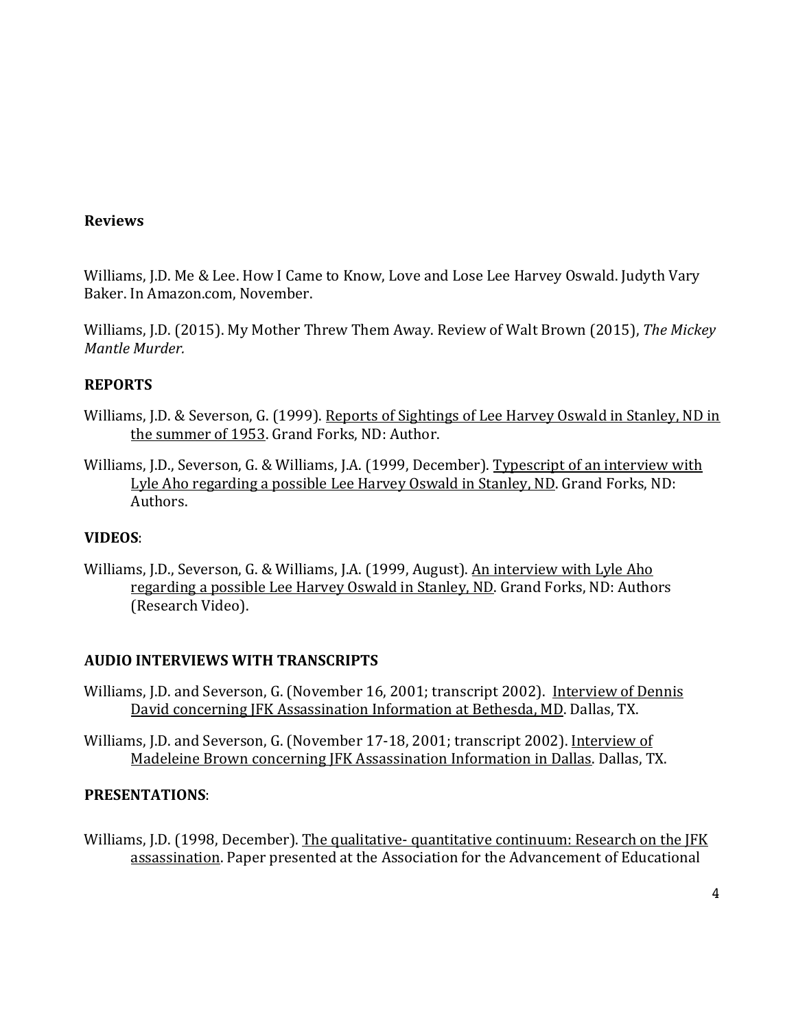## Reviews

Williams, J.D. Me & Lee. How I Came to Know, Love and Lose Lee Harvey Oswald. Judyth Vary Baker. In Amazon.com, November.

Williams, J.D. (2015). My Mother Threw Them Away. Review of Walt Brown (2015), *The Mickey Mantle Murder.*

## REPORTS

Williams, J.D. & Severson, G. (1999). Reports of Sightings of Lee Harvey Oswald in Stanley, ND in the summer of 1953. Grand Forks, ND: Author.

Williams, J.D., Severson, G. & Williams, J.A. (1999, December). Typescript of an interview with Lyle Aho regarding a possible Lee Harvey Oswald in Stanley, ND. Grand Forks, ND: Authors.

## VIDEOS:

Williams, J.D., Severson, G. & Williams, J.A. (1999, August). An interview with Lyle Aho regarding a possible Lee Harvey Oswald in Stanley, ND. Grand Forks, ND: Authors (Research Video).

## AUDIO INTERVIEWS WITH TRANSCRIPTS

Williams, J.D. and Severson, G. (November 16, 2001; transcript 2002). Interview of Dennis David concerning JFK Assassination Information at Bethesda, MD. Dallas, TX.

Williams, J.D. and Severson, G. (November 17-18, 2001; transcript 2002). Interview of Madeleine Brown concerning JFK Assassination Information in Dallas. Dallas, TX.

## PRESENTATIONS:

Williams, J.D. (1998, December). The qualitative- quantitative continuum: Research on the JFK assassination. Paper presented at the Association for the Advancement of Educational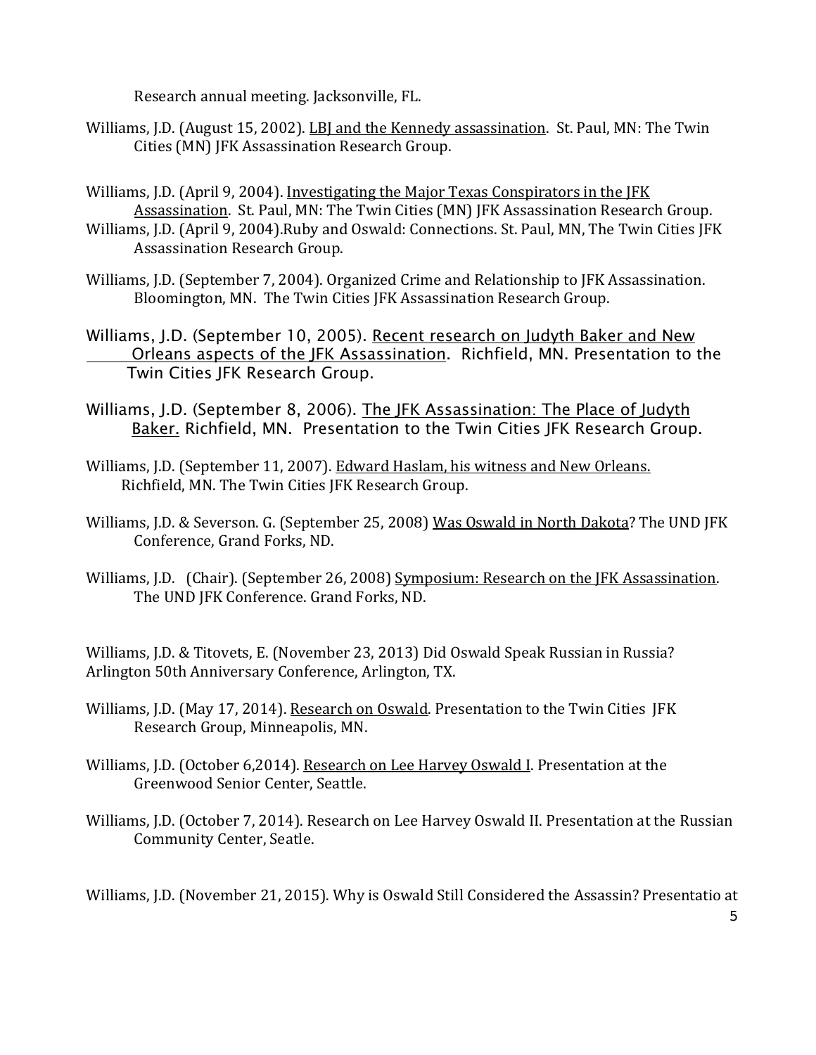Research annual meeting. Jacksonville, FL.

Williams, J.D. (August 15, 2002). LBJ and the Kennedy assassination. St. Paul, MN: The Twin Cities (MN) JFK Assassination Research Group.

Williams, J.D. (April 9, 2004). Investigating the Major Texas Conspirators in the JFK Assassination. St. Paul, MN: The Twin Cities (MN) JFK Assassination Research Group.

Williams, J.D. (April 9, 2004).Ruby and Oswald: Connections. St. Paul, MN, The Twin Cities JFK Assassination Research Group.

Williams, J.D. (September 7, 2004). Organized Crime and Relationship to JFK Assassination. Bloomington, MN. The Twin Cities JFK Assassination Research Group.

Williams, J.D. (September 10, 2005). Recent research on Judyth Baker and New Orleans aspects of the JFK Assassination. Richfield, MN. Presentation to the Twin Cities JFK Research Group.

Williams, J.D. (September 8, 2006). The JFK Assassination: The Place of Judyth Baker. Richfield, MN. Presentation to the Twin Cities JFK Research Group.

Williams, J.D. (September 11, 2007). Edward Haslam, his witness and New Orleans. Richfield, MN. The Twin Cities JFK Research Group.

Williams, J.D. & Severson. G. (September 25, 2008) Was Oswald in North Dakota? The UND JFK Conference, Grand Forks, ND.

Williams, J.D. (Chair). (September 26, 2008) Symposium: Research on the JFK Assassination. The UND JFK Conference. Grand Forks, ND.

Williams, J.D. & Titovets, E. (November 23, 2013) Did Oswald Speak Russian in Russia? Arlington 50th Anniversary Conference, Arlington, TX.

Williams, J.D. (May 17, 2014). Research on Oswald. Presentation to the Twin Cities JFK Research Group, Minneapolis, MN.

Williams, J.D. (October 6,2014). Research on Lee Harvey Oswald I. Presentation at the Greenwood Senior Center, Seattle.

Williams, J.D. (October 7, 2014). Research on Lee Harvey Oswald II. Presentation at the Russian Community Center, Seatle.

Williams, J.D. (November 21, 2015). Why is Oswald Still Considered the Assassin? Presentatio at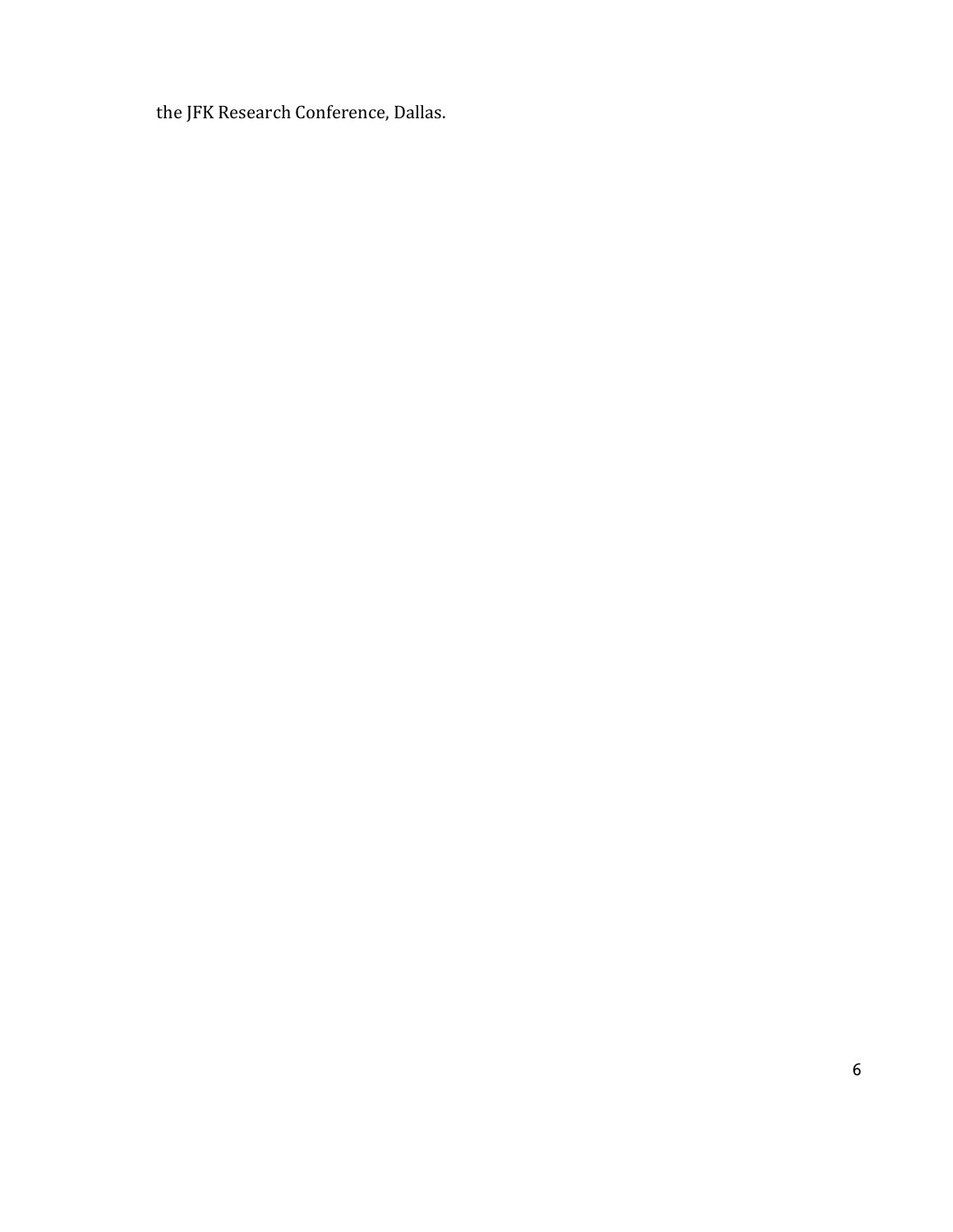the JFK Research Conference, Dallas.